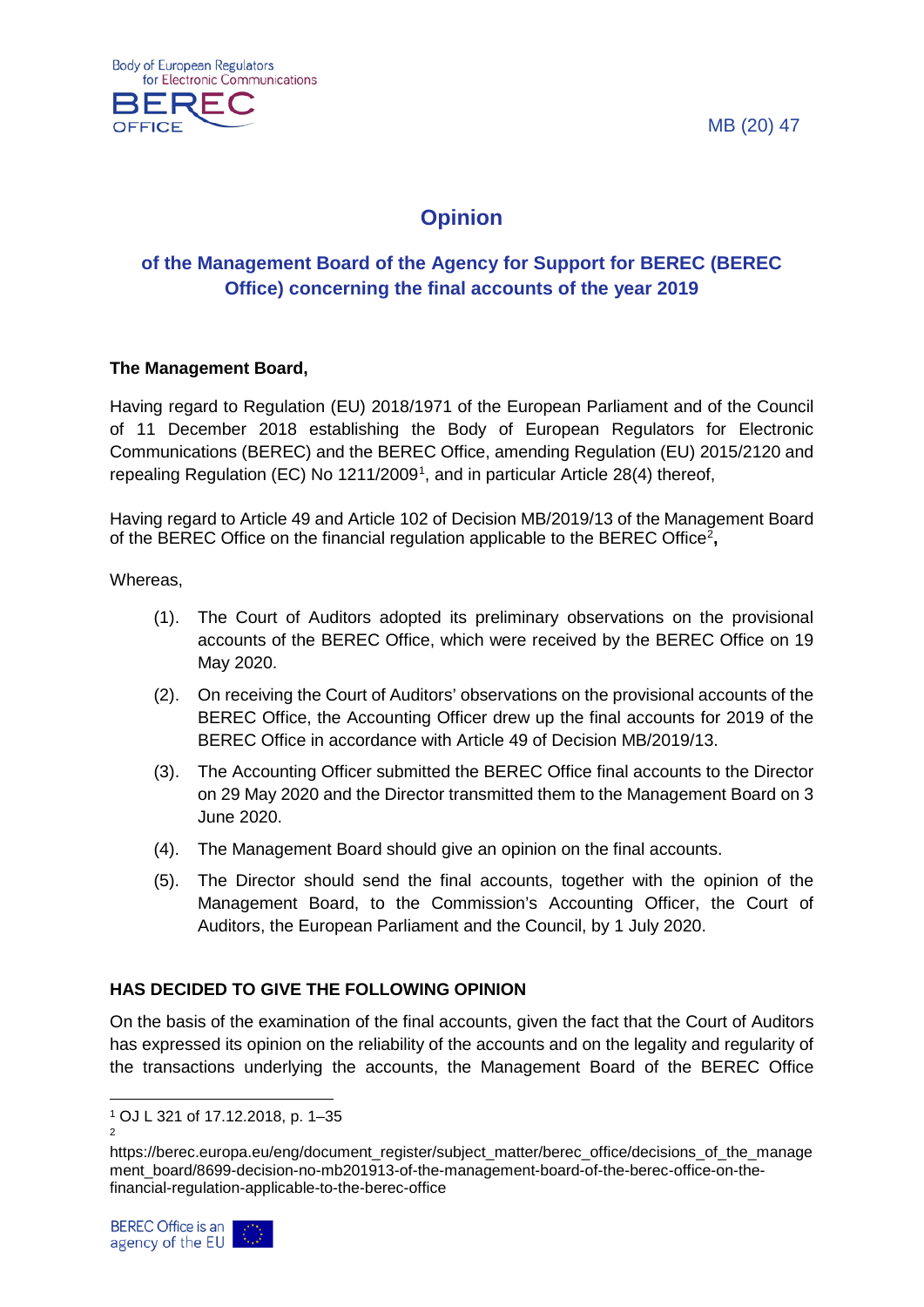MB (20) 47

# Opinion

## of the Management Board of the Agency for Support for BEREC (BEREC Office) concerning the final accounts of the year 2019

**The Management Board,**

Having regard to Regulation (EU) 2018/1971 of the European Parliament and of the Council of 11 December 2018 establishing the Body of European Regulators for Electronic Communications (BEREC) and the BEREC Office, amending Regulation (EU) 2015/2120 and repealing Regulation (EC) No 1211/2009[1], and in particular Article 28(4) thereof,

Having regard to Article 49 and Article 102 of Decision MB/2019/13 of the Management Board of the BEREC Office on the financial regulation applicable to the BEREC Office[2]**,**

Whereas,

(1). The Court of Auditors adopted its preliminary observations on the provisional accounts of the BEREC Office, which were received by the BEREC Office on 19 May 2020.

(2). On receiving the Court of Auditors' observations on the provisional accounts of the BEREC Office, the Accounting Officer drew up the final accounts for 2019 of the BEREC Office in accordance with Article 49 of Decision MB/2019/13.

(3). The Accounting Officer submitted the BEREC Office final accounts to the Director on 29 May 2020 and the Director transmitted them to the Management Board on 3 June 2020.

(4). The Management Board should give an opinion on the final accounts.

(5). The Director should send the final accounts, together with the opinion of the Management Board, to the Commission's Accounting Officer, the Court of Auditors, the European Parliament and the Council, by 1 July 2020.

**HAS DECIDED TO GIVE THE FOLLOWING OPINION**

On the basis of the examination of the final accounts, given the fact that the Court of Auditors has expressed its opinion on the reliability of the accounts and on the legality and regularity of the transactions underlying the accounts, the Management Board of the BEREC Office

---

[1] OJ L 321 of 17.12.2018, p. 1–35

[2] https://berec.europa.eu/eng/document_register/subject_matter/berec_office/decisions_of_the_management_board/8699-decision-no-mb201913-of-the-management-board-of-the-berec-office-on-the-financial-regulation-applicable-to-the-berec-office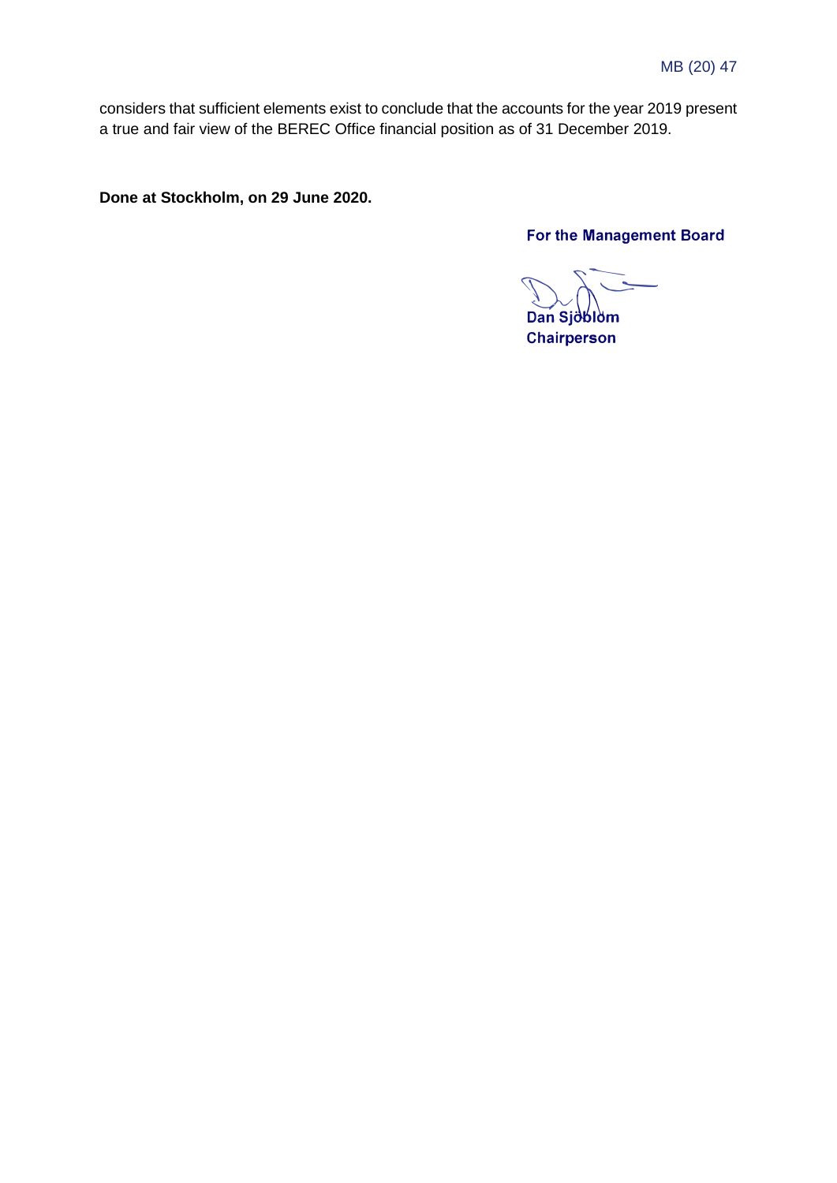considers that sufficient elements exist to conclude that the accounts for the year 2019 present a true and fair view of the BEREC Office financial position as of 31 December 2019.

**Done at Stockholm, on 29 June 2020.**

**For the Management Board**

**Dan Sjöblom**
**Chairperson**